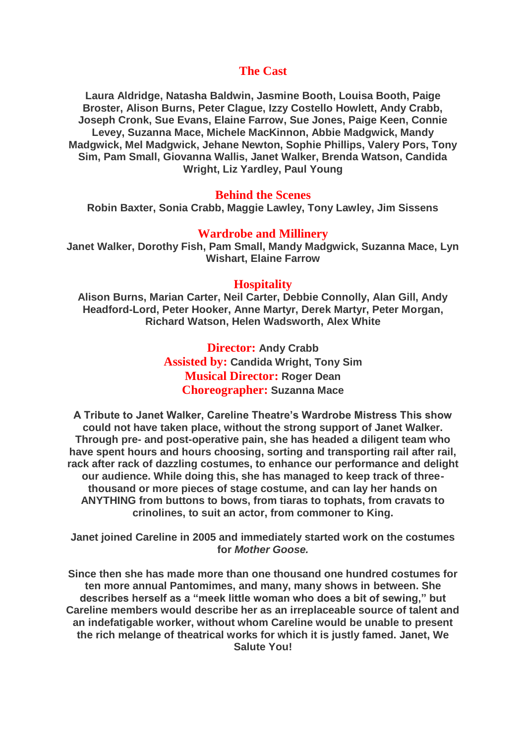## The Cast

**Laura Aldridge, Natasha Baldwin, Jasmine Booth, Louisa Booth, Paige Broster, Alison Burns, Peter Clague, Izzy Costello Howlett, Andy Crabb, Joseph Cronk, Sue Evans, Elaine Farrow, Sue Jones, Paige Keen, Connie Levey, Suzanna Mace, Michele MacKinnon, Abbie Madgwick, Mandy Madgwick, Mel Madgwick, Jehane Newton, Sophie Phillips, Valery Pors, Tony Sim, Pam Small, Giovanna Wallis, Janet Walker, Brenda Watson, Candida Wright, Liz Yardley, Paul Young**

## Behind the Scenes

**Robin Baxter, Sonia Crabb, Maggie Lawley, Tony Lawley, Jim Sissens**

## Wardrobe and Millinery

**Janet Walker, Dorothy Fish, Pam Small, Mandy Madgwick, Suzanna Mace, Lyn Wishart, Elaine Farrow**

## Hospitality

**Alison Burns, Marian Carter, Neil Carter, Debbie Connolly, Alan Gill, Andy Headford-Lord, Peter Hooker, Anne Martyr, Derek Martyr, Peter Morgan, Richard Watson, Helen Wadsworth, Alex White**

**Director:** Andy Crabb
**Assisted by:** Candida Wright, Tony Sim
**Musical Director:** Roger Dean
**Choreographer:** Suzanna Mace

**A Tribute to Janet Walker, Careline Theatre's Wardrobe Mistress This show could not have taken place, without the strong support of Janet Walker. Through pre- and post-operative pain, she has headed a diligent team who have spent hours and hours choosing, sorting and transporting rail after rail, rack after rack of dazzling costumes, to enhance our performance and delight our audience. While doing this, she has managed to keep track of three-thousand or more pieces of stage costume, and can lay her hands on ANYTHING from buttons to bows, from tiaras to tophats, from cravats to crinolines, to suit an actor, from commoner to King.**

**Janet joined Careline in 2005 and immediately started work on the costumes for *Mother Goose.***

**Since then she has made more than one thousand one hundred costumes for ten more annual Pantomimes, and many, many shows in between. She describes herself as a "meek little woman who does a bit of sewing," but Careline members would describe her as an irreplaceable source of talent and an indefatigable worker, without whom Careline would be unable to present the rich melange of theatrical works for which it is justly famed. Janet, We Salute You!**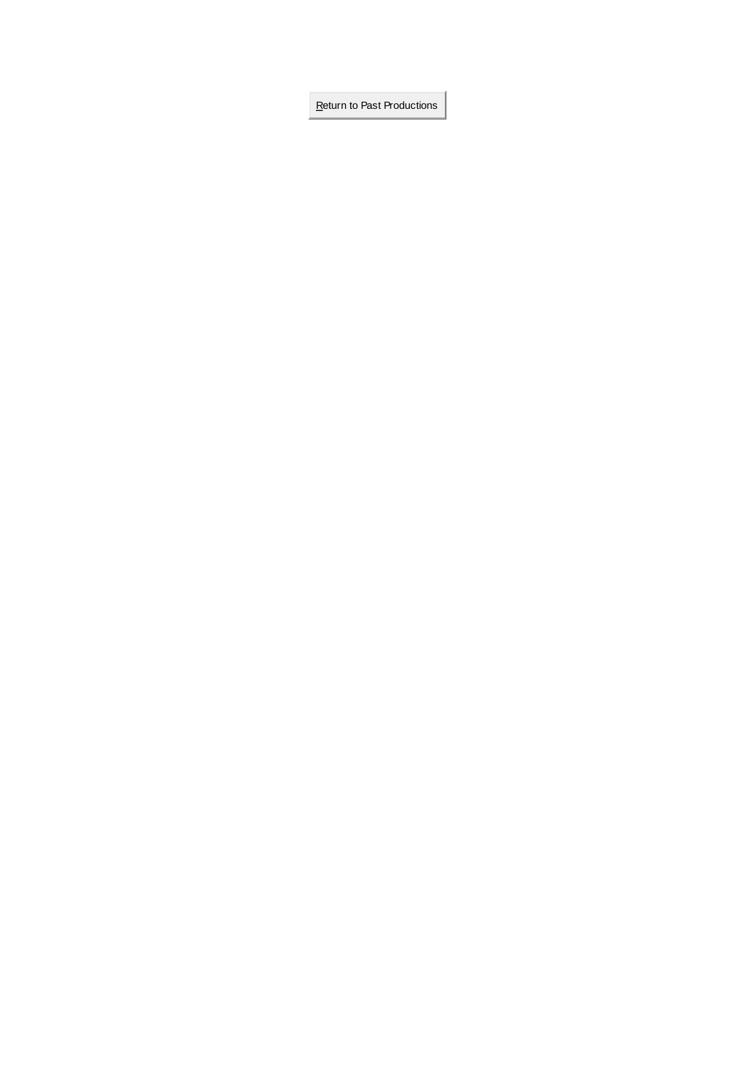Return to Past Productions